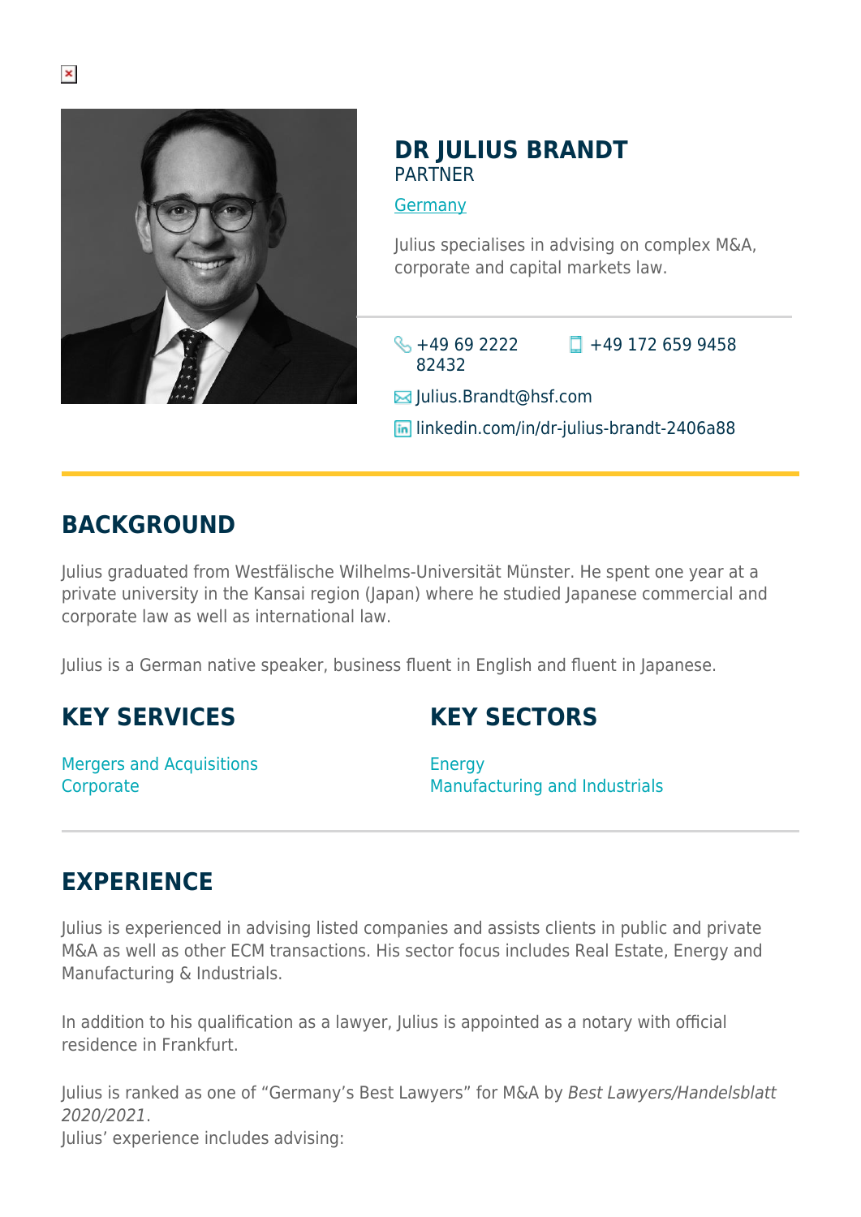# DR JULIUS BRANDT

PARTNER

Germany

Julius specialises in advising on complex M&A, corporate and capital markets law.

+49 69 2222 82432

+49 172 659 9458

Julius.Brandt@hsf.com

linkedin.com/in/dr-julius-brandt-2406a88

## BACKGROUND

Julius graduated from Westfälische Wilhelms-Universität Münster. He spent one year at a private university in the Kansai region (Japan) where he studied Japanese commercial and corporate law as well as international law.

Julius is a German native speaker, business fluent in English and fluent in Japanese.

## KEY SERVICES

Mergers and Acquisitions
Corporate

## KEY SECTORS

Energy
Manufacturing and Industrials

## EXPERIENCE

Julius is experienced in advising listed companies and assists clients in public and private M&A as well as other ECM transactions. His sector focus includes Real Estate, Energy and Manufacturing & Industrials.

In addition to his qualification as a lawyer, Julius is appointed as a notary with official residence in Frankfurt.

Julius is ranked as one of "Germany's Best Lawyers" for M&A by *Best Lawyers/Handelsblatt 2020/2021*.
Julius' experience includes advising: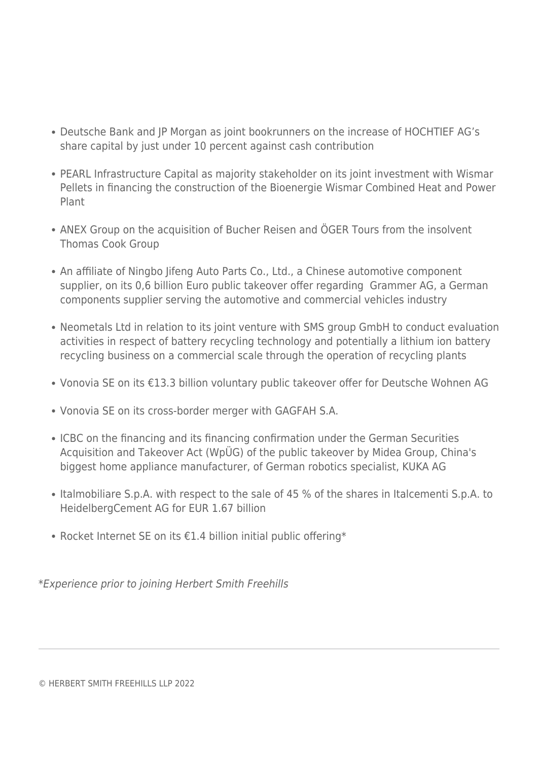- Deutsche Bank and JP Morgan as joint bookrunners on the increase of HOCHTIEF AG's share capital by just under 10 percent against cash contribution
- PEARL Infrastructure Capital as majority stakeholder on its joint investment with Wismar Pellets in financing the construction of the Bioenergie Wismar Combined Heat and Power Plant
- ANEX Group on the acquisition of Bucher Reisen and ÖGER Tours from the insolvent Thomas Cook Group
- An affiliate of Ningbo Jifeng Auto Parts Co., Ltd., a Chinese automotive component supplier, on its 0,6 billion Euro public takeover offer regarding  Grammer AG, a German components supplier serving the automotive and commercial vehicles industry
- Neometals Ltd in relation to its joint venture with SMS group GmbH to conduct evaluation activities in respect of battery recycling technology and potentially a lithium ion battery recycling business on a commercial scale through the operation of recycling plants
- Vonovia SE on its €13.3 billion voluntary public takeover offer for Deutsche Wohnen AG
- Vonovia SE on its cross-border merger with GAGFAH S.A.
- ICBC on the financing and its financing confirmation under the German Securities Acquisition and Takeover Act (WpÜG) of the public takeover by Midea Group, China's biggest home appliance manufacturer, of German robotics specialist, KUKA AG
- Italmobiliare S.p.A. with respect to the sale of 45 % of the shares in Italcementi S.p.A. to HeidelbergCement AG for EUR 1.67 billion
- Rocket Internet SE on its €1.4 billion initial public offering*

*\*Experience prior to joining Herbert Smith Freehills*

---

© HERBERT SMITH FREEHILLS LLP 2022